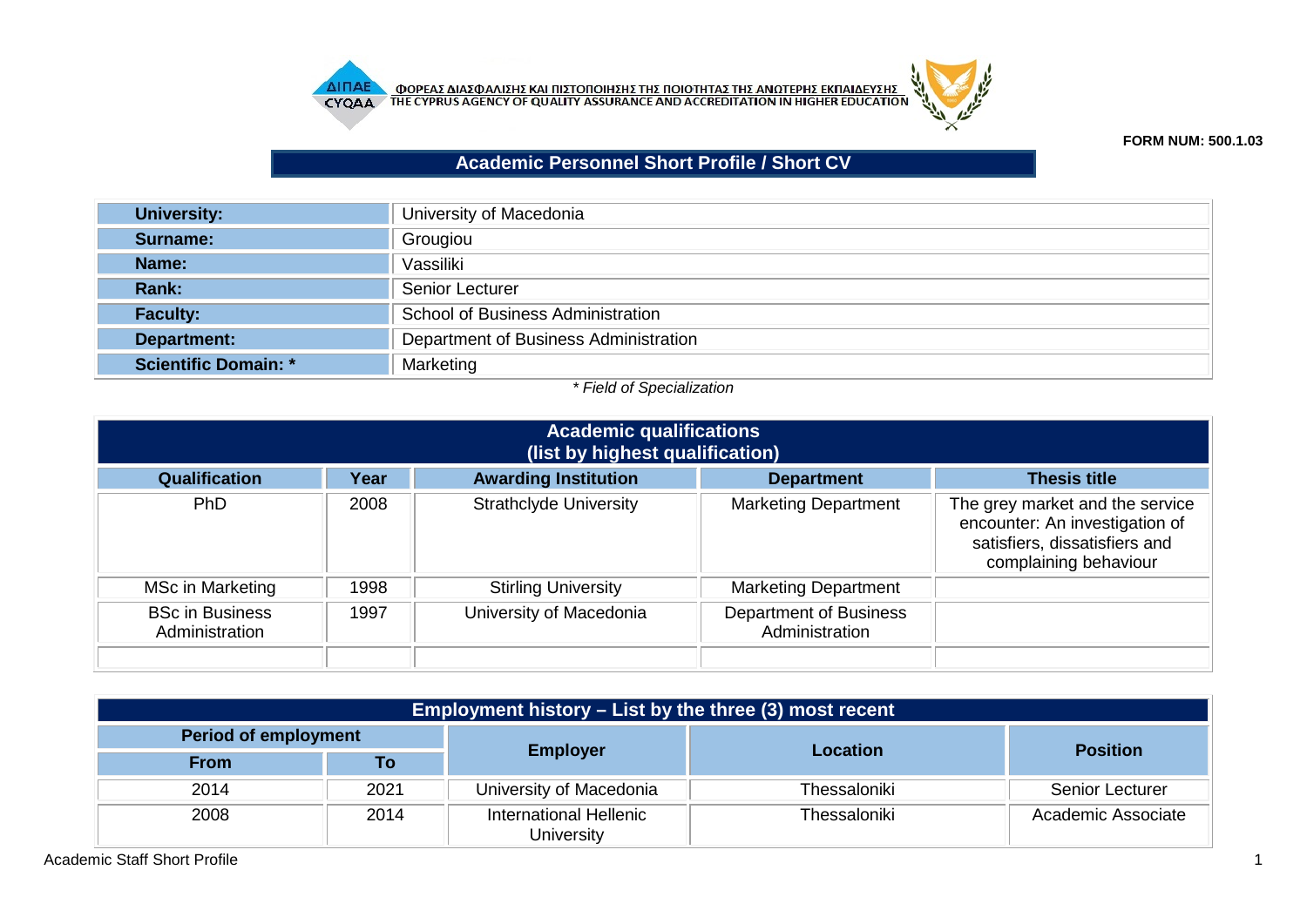ΦΟΡΕΑΣ ΔΙΑΣΦΑΛΙΣΗΣ ΚΑΙ ΠΙΣΤΟΠΟΙΗΣΗΣ ΤΗΣ ΠΟΙΟΤΗΤΑΣ ΤΗΣ ΑΝΩΤΕΡΗΣ ΕΚΠΑΙΔΕΥΣΗΣ
THE CYPRUS AGENCY OF QUALITY ASSURANCE AND ACCREDITATION IN HIGHER EDUCATION

**FORM NUM: 500.1.03**

# Academic Personnel Short Profile / Short CV

| | |
|---|---|
| **University:** | University of Macedonia |
| **Surname:** | Grougiou |
| **Name:** | Vassiliki |
| **Rank:** | Senior Lecturer |
| **Faculty:** | School of Business Administration |
| **Department:** | Department of Business Administration |
| **Scientific Domain: *** | Marketing |

*\* Field of Specialization*

## Academic qualifications (list by highest qualification)

| Qualification | Year | Awarding Institution | Department | Thesis title |
|---|---|---|---|---|
| PhD | 2008 | Strathclyde University | Marketing Department | The grey market and the service encounter: An investigation of satisfiers, dissatisfiers and complaining behaviour |
| MSc in Marketing | 1998 | Stirling University | Marketing Department | |
| BSc in Business Administration | 1997 | University of Macedonia | Department of Business Administration | |
| | | | | |

## Employment history – List by the three (3) most recent

| Period of employment | | Employer | Location | Position |
|---|---|---|---|---|
| From | To | | | |
| 2014 | 2021 | University of Macedonia | Thessaloniki | Senior Lecturer |
| 2008 | 2014 | International Hellenic University | Thessaloniki | Academic Associate |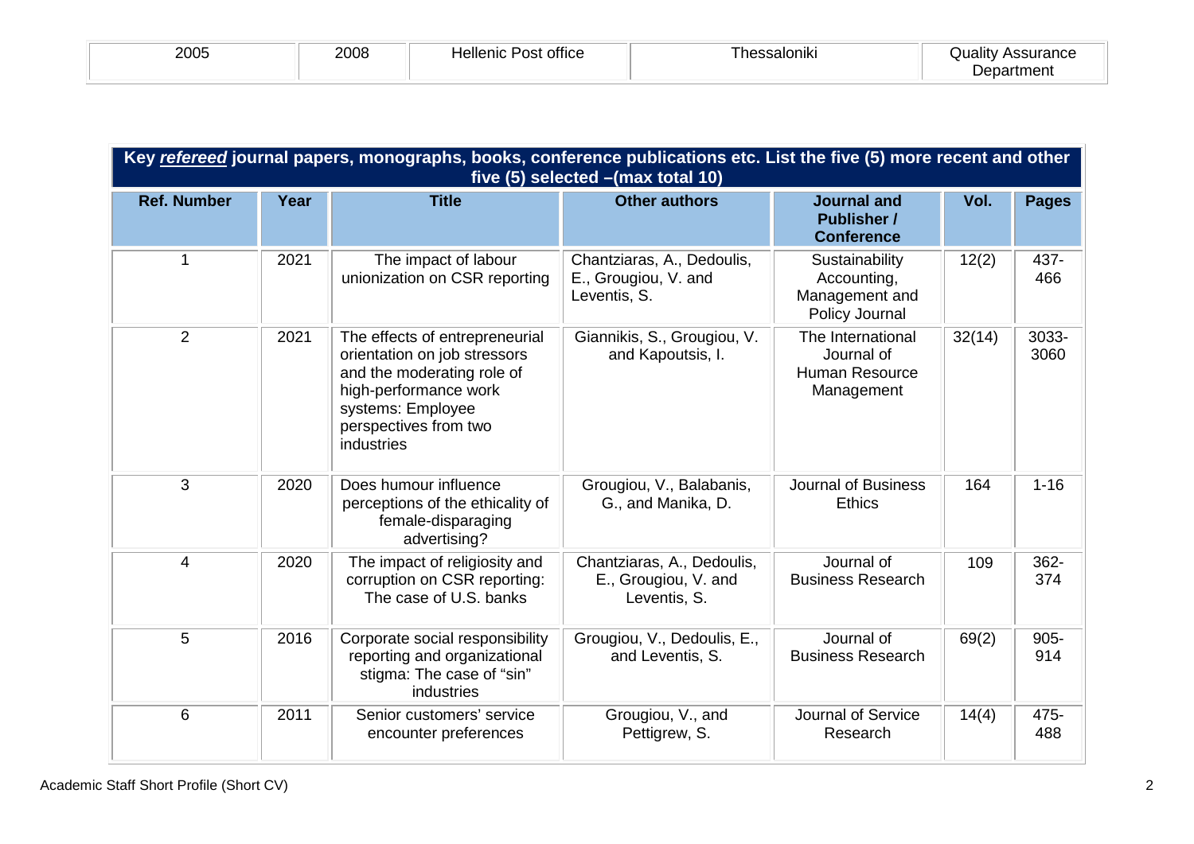| 2005 | 2008 | Hellenic Post office | Thessaloniki | Quality Assurance Department |
|---|---|---|---|---|

| **Key *refereed* journal papers, monographs, books, conference publications etc. List the five (5) more recent and other five (5) selected –(max total 10)** | | | | | | |
|---|---|---|---|---|---|---|
| **Ref. Number** | **Year** | **Title** | **Other authors** | **Journal and Publisher / Conference** | **Vol.** | **Pages** |
| 1 | 2021 | The impact of labour unionization on CSR reporting | Chantziaras, A., Dedoulis, E., Grougiou, V. and Leventis, S. | Sustainability Accounting, Management and Policy Journal | 12(2) | 437-466 |
| 2 | 2021 | The effects of entrepreneurial orientation on job stressors and the moderating role of high-performance work systems: Employee perspectives from two industries | Giannikis, S., Grougiou, V. and Kapoutsis, I. | The International Journal of Human Resource Management | 32(14) | 3033-3060 |
| 3 | 2020 | Does humour influence perceptions of the ethicality of female-disparaging advertising? | Grougiou, V., Balabanis, G., and Manika, D. | Journal of Business Ethics | 164 | 1-16 |
| 4 | 2020 | The impact of religiosity and corruption on CSR reporting: The case of U.S. banks | Chantziaras, A., Dedoulis, E., Grougiou, V. and Leventis, S. | Journal of Business Research | 109 | 362-374 |
| 5 | 2016 | Corporate social responsibility reporting and organizational stigma: The case of "sin" industries | Grougiou, V., Dedoulis, E., and Leventis, S. | Journal of Business Research | 69(2) | 905-914 |
| 6 | 2011 | Senior customers' service encounter preferences | Grougiou, V., and Pettigrew, S. | Journal of Service Research | 14(4) | 475-488 |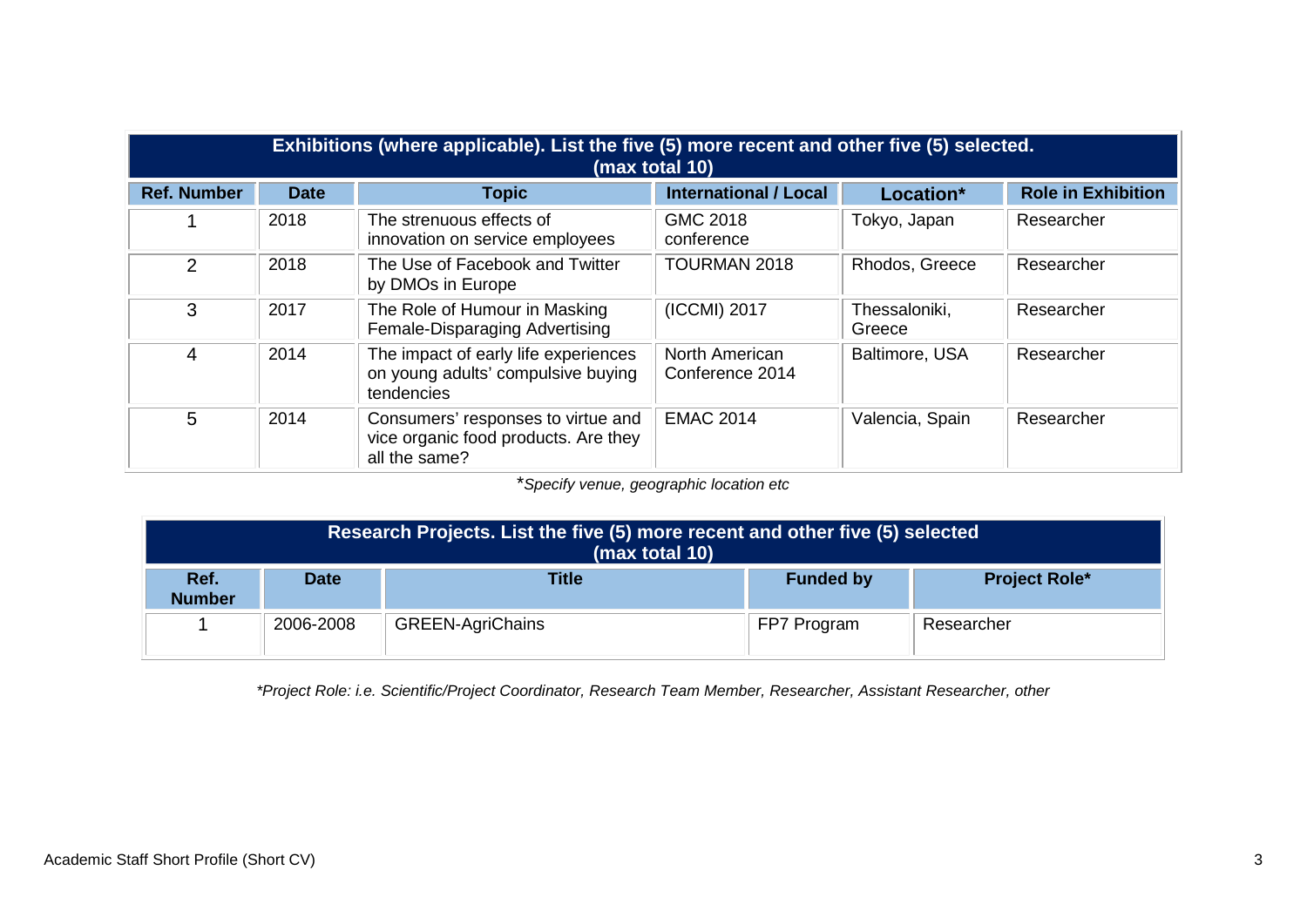| Exhibitions (where applicable). List the five (5) more recent and other five (5) selected. (max total 10) | | | | | |
|---|---|---|---|---|---|
| **Ref. Number** | **Date** | **Topic** | **International / Local** | **Location*** | **Role in Exhibition** |
| 1 | 2018 | The strenuous effects of innovation on service employees | GMC 2018 conference | Tokyo, Japan | Researcher |
| 2 | 2018 | The Use of Facebook and Twitter by DMOs in Europe | TOURMAN 2018 | Rhodos, Greece | Researcher |
| 3 | 2017 | The Role of Humour in Masking Female-Disparaging Advertising | (ICCMI) 2017 | Thessaloniki, Greece | Researcher |
| 4 | 2014 | The impact of early life experiences on young adults' compulsive buying tendencies | North American Conference 2014 | Baltimore, USA | Researcher |
| 5 | 2014 | Consumers' responses to virtue and vice organic food products. Are they all the same? | EMAC 2014 | Valencia, Spain | Researcher |

**Specify venue, geographic location etc*

| Research Projects. List the five (5) more recent and other five (5) selected (max total 10) | | | | |
|---|---|---|---|---|
| **Ref. Number** | **Date** | **Title** | **Funded by** | **Project Role*** |
| 1 | 2006-2008 | GREEN-AgriChains | FP7 Program | Researcher |

**Project Role: i.e. Scientific/Project Coordinator, Research Team Member, Researcher, Assistant Researcher, other*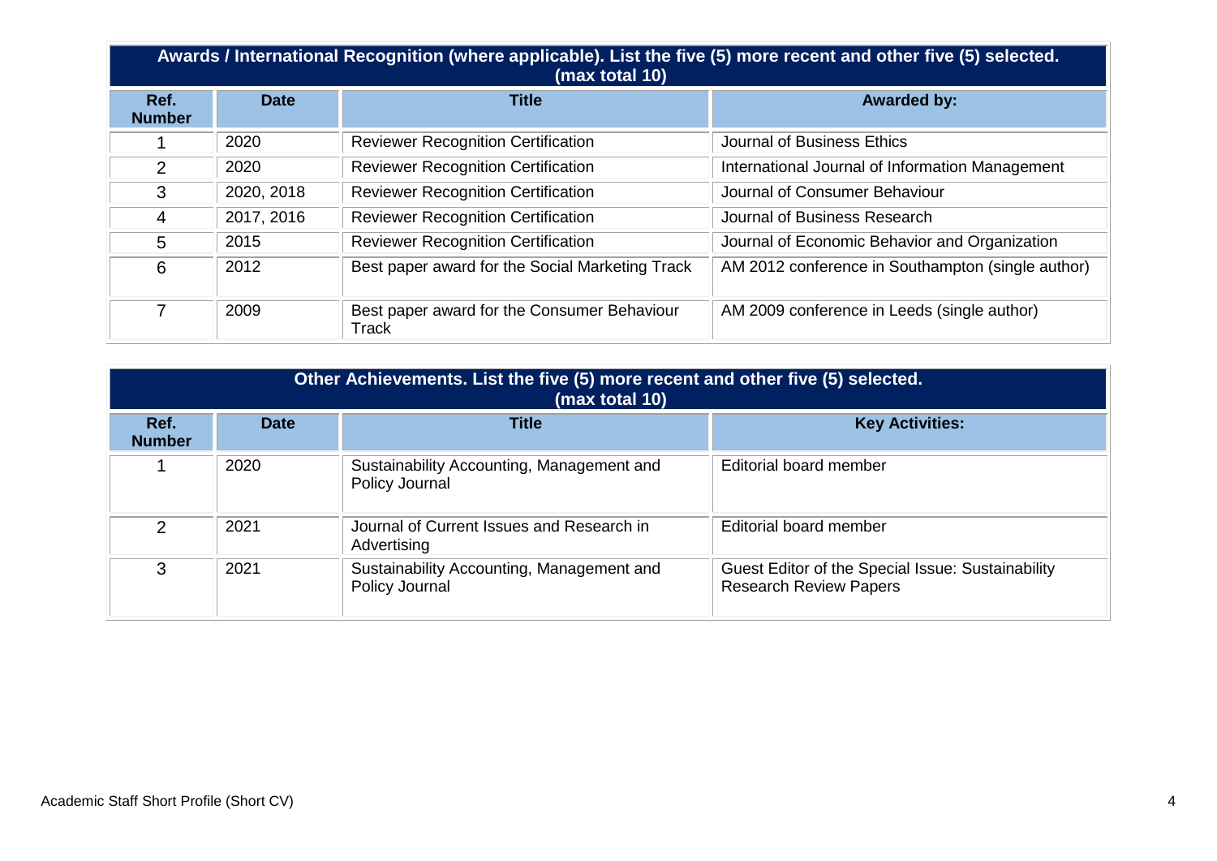| Awards / International Recognition (where applicable). List the five (5) more recent and other five (5) selected. (max total 10) | | | |
|---|---|---|---|
| **Ref. Number** | **Date** | **Title** | **Awarded by:** |
| 1 | 2020 | Reviewer Recognition Certification | Journal of Business Ethics |
| 2 | 2020 | Reviewer Recognition Certification | International Journal of Information Management |
| 3 | 2020, 2018 | Reviewer Recognition Certification | Journal of Consumer Behaviour |
| 4 | 2017, 2016 | Reviewer Recognition Certification | Journal of Business Research |
| 5 | 2015 | Reviewer Recognition Certification | Journal of Economic Behavior and Organization |
| 6 | 2012 | Best paper award for the Social Marketing Track | AM 2012 conference in Southampton (single author) |
| 7 | 2009 | Best paper award for the Consumer Behaviour Track | AM 2009 conference in Leeds (single author) |

| Other Achievements. List the five (5) more recent and other five (5) selected. (max total 10) | | | |
|---|---|---|---|
| **Ref. Number** | **Date** | **Title** | **Key Activities:** |
| 1 | 2020 | Sustainability Accounting, Management and Policy Journal | Editorial board member |
| 2 | 2021 | Journal of Current Issues and Research in Advertising | Editorial board member |
| 3 | 2021 | Sustainability Accounting, Management and Policy Journal | Guest Editor of the Special Issue: Sustainability Research Review Papers |